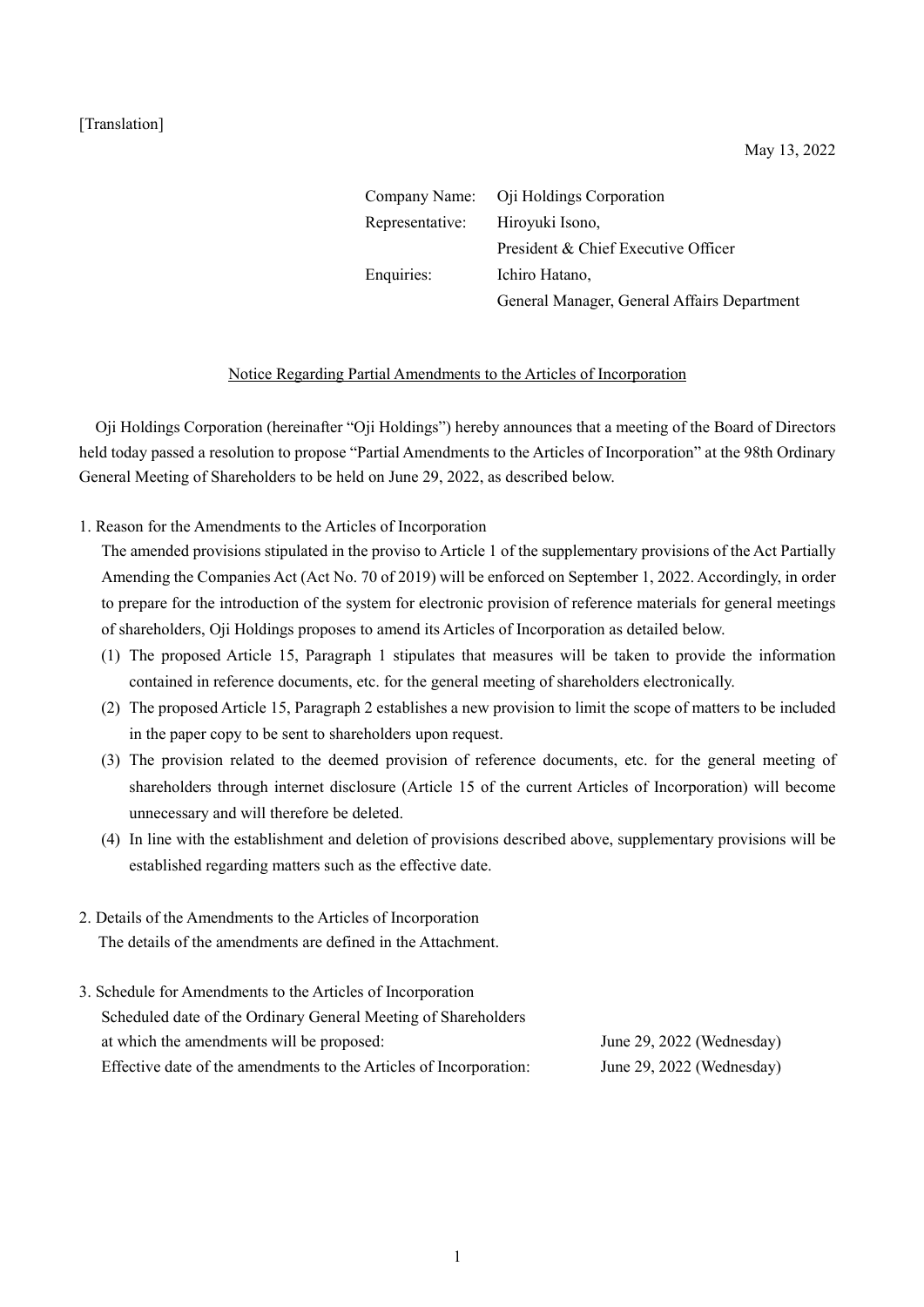[Translation]

May 13, 2022

Company Name: Oji Holdings Corporation
Representative: Hiroyuki Isono, President & Chief Executive Officer
Enquiries: Ichiro Hatano, General Manager, General Affairs Department

# Notice Regarding Partial Amendments to the Articles of Incorporation

Oji Holdings Corporation (hereinafter "Oji Holdings") hereby announces that a meeting of the Board of Directors held today passed a resolution to propose "Partial Amendments to the Articles of Incorporation" at the 98th Ordinary General Meeting of Shareholders to be held on June 29, 2022, as described below.

1. Reason for the Amendments to the Articles of Incorporation

   The amended provisions stipulated in the proviso to Article 1 of the supplementary provisions of the Act Partially Amending the Companies Act (Act No. 70 of 2019) will be enforced on September 1, 2022. Accordingly, in order to prepare for the introduction of the system for electronic provision of reference materials for general meetings of shareholders, Oji Holdings proposes to amend its Articles of Incorporation as detailed below.

   (1) The proposed Article 15, Paragraph 1 stipulates that measures will be taken to provide the information contained in reference documents, etc. for the general meeting of shareholders electronically.

   (2) The proposed Article 15, Paragraph 2 establishes a new provision to limit the scope of matters to be included in the paper copy to be sent to shareholders upon request.

   (3) The provision related to the deemed provision of reference documents, etc. for the general meeting of shareholders through internet disclosure (Article 15 of the current Articles of Incorporation) will become unnecessary and will therefore be deleted.

   (4) In line with the establishment and deletion of provisions described above, supplementary provisions will be established regarding matters such as the effective date.

2. Details of the Amendments to the Articles of Incorporation

   The details of the amendments are defined in the Attachment.

3. Schedule for Amendments to the Articles of Incorporation

   Scheduled date of the Ordinary General Meeting of Shareholders at which the amendments will be proposed: June 29, 2022 (Wednesday)

   Effective date of the amendments to the Articles of Incorporation: June 29, 2022 (Wednesday)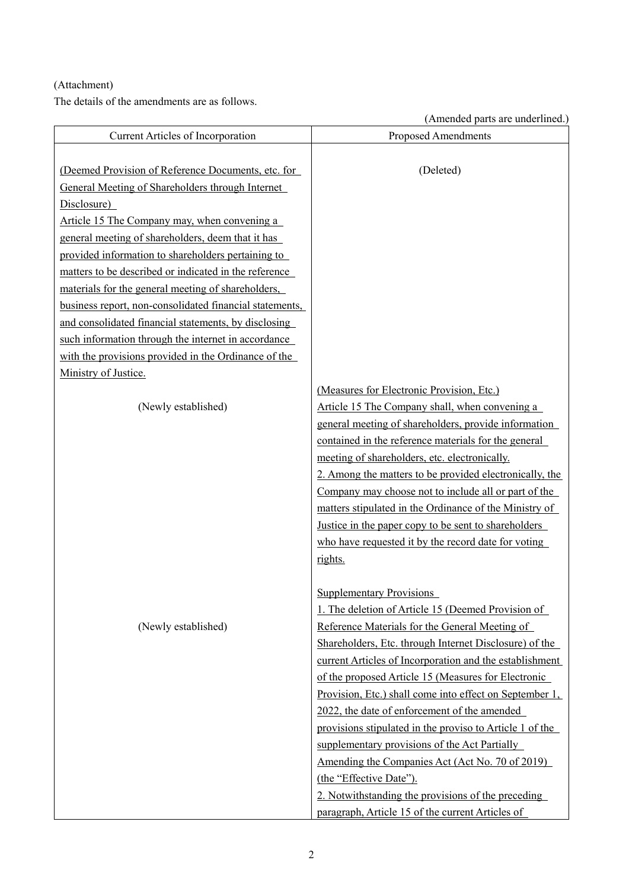(Attachment)

The details of the amendments are as follows.

(Amended parts are underlined.)

| Current Articles of Incorporation | Proposed Amendments |
|---|---|
| (Deemed Provision of Reference Documents, etc. for General Meeting of Shareholders through Internet Disclosure)<br>Article 15 The Company may, when convening a general meeting of shareholders, deem that it has provided information to shareholders pertaining to matters to be described or indicated in the reference materials for the general meeting of shareholders, business report, non-consolidated financial statements, and consolidated financial statements, by disclosing such information through the internet in accordance with the provisions provided in the Ordinance of the Ministry of Justice. | (Deleted) |
| (Newly established) | (Measures for Electronic Provision, Etc.)<br>Article 15 The Company shall, when convening a general meeting of shareholders, provide information contained in the reference materials for the general meeting of shareholders, etc. electronically.<br>2. Among the matters to be provided electronically, the Company may choose not to include all or part of the matters stipulated in the Ordinance of the Ministry of Justice in the paper copy to be sent to shareholders who have requested it by the record date for voting rights. |
| (Newly established) | Supplementary Provisions<br>1. The deletion of Article 15 (Deemed Provision of Reference Materials for the General Meeting of Shareholders, Etc. through Internet Disclosure) of the current Articles of Incorporation and the establishment of the proposed Article 15 (Measures for Electronic Provision, Etc.) shall come into effect on September 1, 2022, the date of enforcement of the amended provisions stipulated in the proviso to Article 1 of the supplementary provisions of the Act Partially Amending the Companies Act (Act No. 70 of 2019) (the "Effective Date").<br>2. Notwithstanding the provisions of the preceding paragraph, Article 15 of the current Articles of |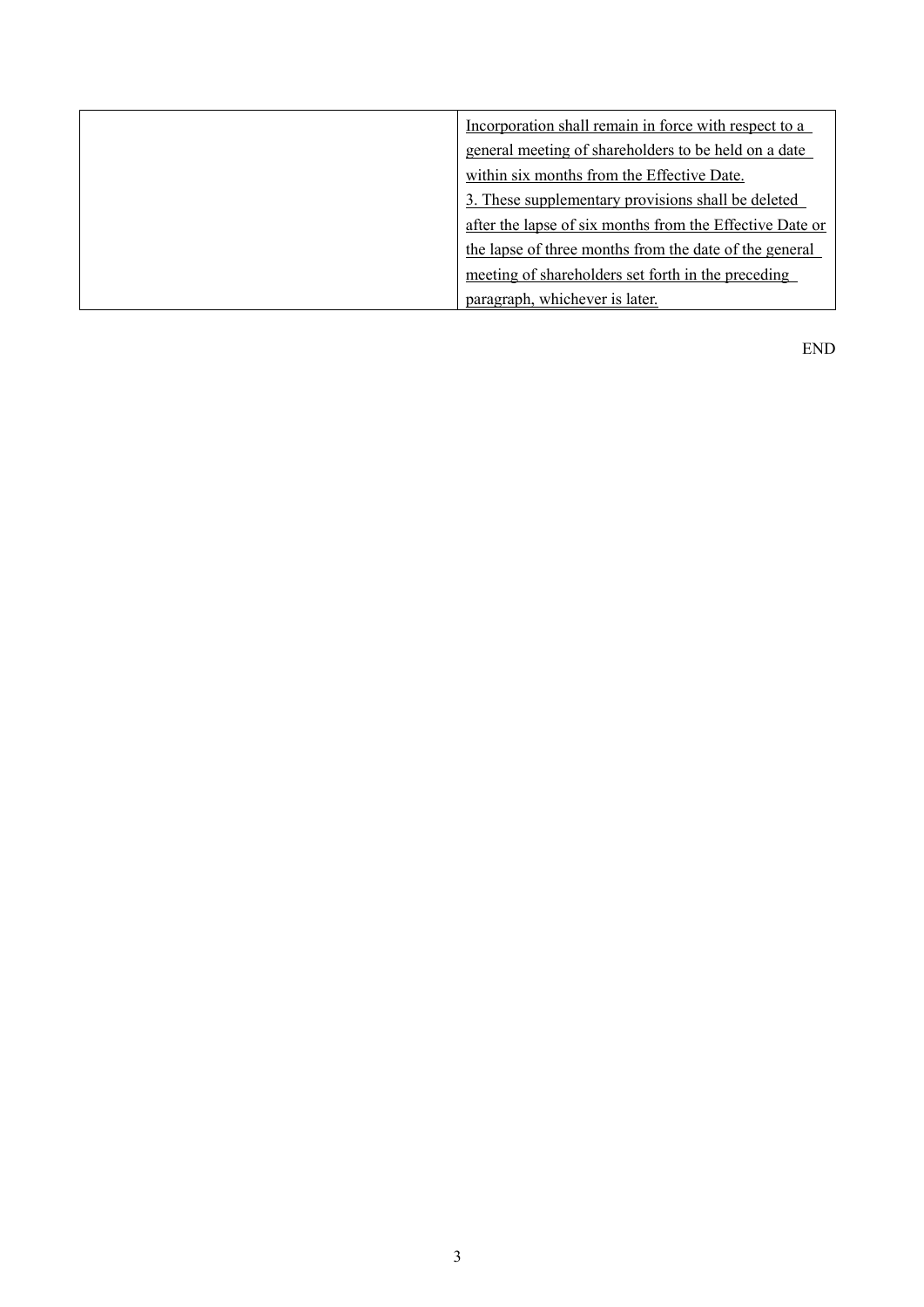| | |
|---|---|
| | Incorporation shall remain in force with respect to a general meeting of shareholders to be held on a date within six months from the Effective Date.<br>3. These supplementary provisions shall be deleted after the lapse of six months from the Effective Date or the lapse of three months from the date of the general meeting of shareholders set forth in the preceding paragraph, whichever is later. |

END